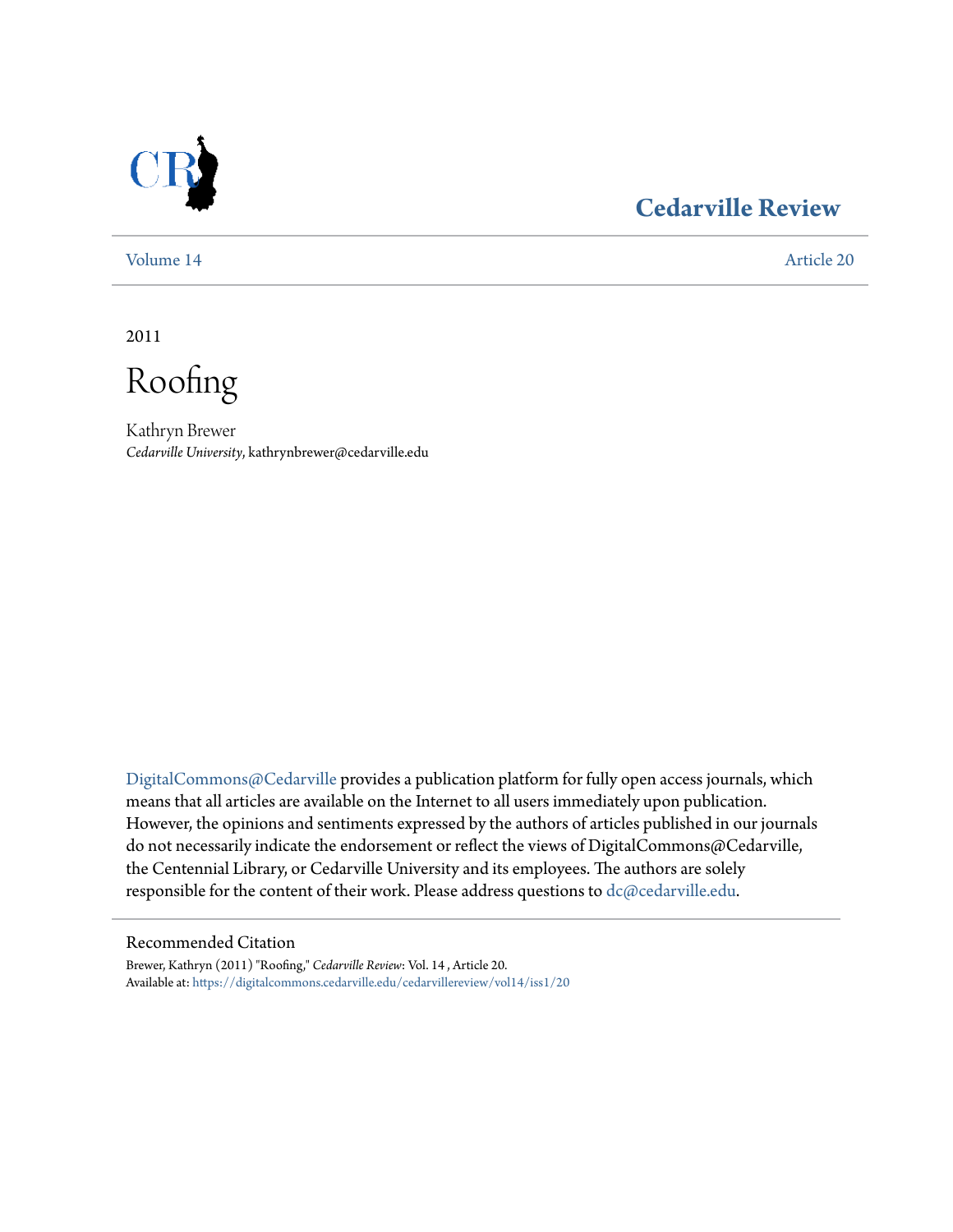Cedarville Review

Volume 14 | Article 20

2011

# Roofing

Kathryn Brewer
*Cedarville University*, kathrynbrewer@cedarville.edu

DigitalCommons@Cedarville provides a publication platform for fully open access journals, which means that all articles are available on the Internet to all users immediately upon publication. However, the opinions and sentiments expressed by the authors of articles published in our journals do not necessarily indicate the endorsement or reflect the views of DigitalCommons@Cedarville, the Centennial Library, or Cedarville University and its employees. The authors are solely responsible for the content of their work. Please address questions to dc@cedarville.edu.

## Recommended Citation

Brewer, Kathryn (2011) "Roofing," *Cedarville Review*: Vol. 14 , Article 20.
Available at: https://digitalcommons.cedarville.edu/cedarvillereview/vol14/iss1/20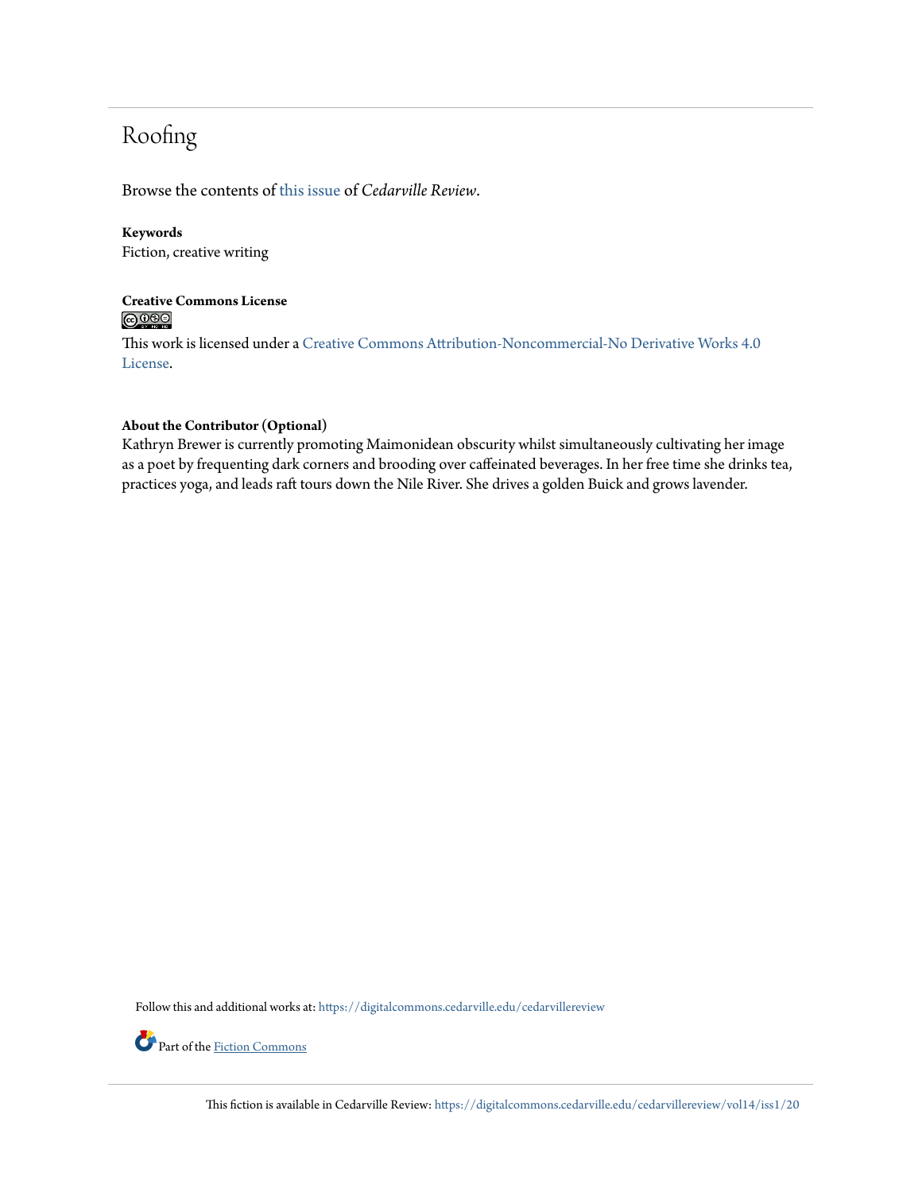# Roofing

Browse the contents of this issue of *Cedarville Review*.

**Keywords**
Fiction, creative writing

**Creative Commons License**

This work is licensed under a Creative Commons Attribution-Noncommercial-No Derivative Works 4.0 License.

**About the Contributor (Optional)**
Kathryn Brewer is currently promoting Maimonidean obscurity whilst simultaneously cultivating her image as a poet by frequenting dark corners and brooding over caffeinated beverages. In her free time she drinks tea, practices yoga, and leads raft tours down the Nile River. She drives a golden Buick and grows lavender.

Follow this and additional works at: https://digitalcommons.cedarville.edu/cedarvillereview

Part of the Fiction Commons

This fiction is available in Cedarville Review: https://digitalcommons.cedarville.edu/cedarvillereview/vol14/iss1/20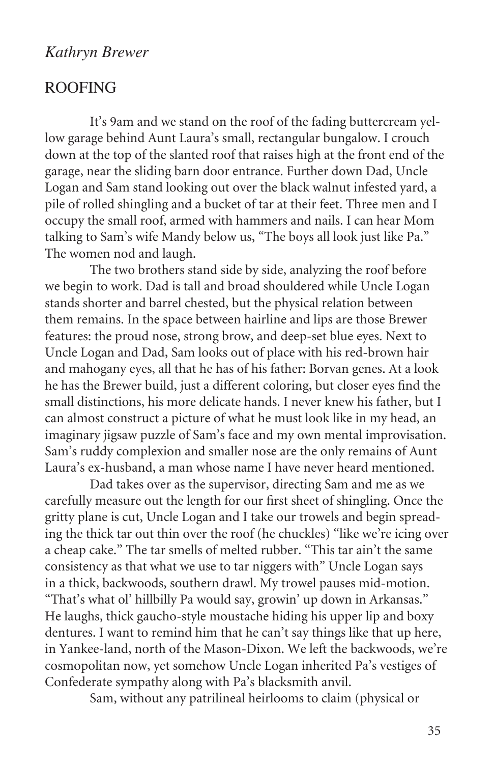*Kathryn Brewer*

## ROOFING

It's 9am and we stand on the roof of the fading buttercream yellow garage behind Aunt Laura's small, rectangular bungalow. I crouch down at the top of the slanted roof that raises high at the front end of the garage, near the sliding barn door entrance. Further down Dad, Uncle Logan and Sam stand looking out over the black walnut infested yard, a pile of rolled shingling and a bucket of tar at their feet. Three men and I occupy the small roof, armed with hammers and nails. I can hear Mom talking to Sam's wife Mandy below us, "The boys all look just like Pa." The women nod and laugh.

The two brothers stand side by side, analyzing the roof before we begin to work. Dad is tall and broad shouldered while Uncle Logan stands shorter and barrel chested, but the physical relation between them remains. In the space between hairline and lips are those Brewer features: the proud nose, strong brow, and deep-set blue eyes. Next to Uncle Logan and Dad, Sam looks out of place with his red-brown hair and mahogany eyes, all that he has of his father: Borvan genes. At a look he has the Brewer build, just a different coloring, but closer eyes find the small distinctions, his more delicate hands. I never knew his father, but I can almost construct a picture of what he must look like in my head, an imaginary jigsaw puzzle of Sam's face and my own mental improvisation. Sam's ruddy complexion and smaller nose are the only remains of Aunt Laura's ex-husband, a man whose name I have never heard mentioned.

Dad takes over as the supervisor, directing Sam and me as we carefully measure out the length for our first sheet of shingling. Once the gritty plane is cut, Uncle Logan and I take our trowels and begin spreading the thick tar out thin over the roof (he chuckles) "like we're icing over a cheap cake." The tar smells of melted rubber. "This tar ain't the same consistency as that what we use to tar niggers with" Uncle Logan says in a thick, backwoods, southern drawl. My trowel pauses mid-motion. "That's what ol' hillbilly Pa would say, growin' up down in Arkansas." He laughs, thick gaucho-style moustache hiding his upper lip and boxy dentures. I want to remind him that he can't say things like that up here, in Yankee-land, north of the Mason-Dixon. We left the backwoods, we're cosmopolitan now, yet somehow Uncle Logan inherited Pa's vestiges of Confederate sympathy along with Pa's blacksmith anvil.

Sam, without any patrilineal heirlooms to claim (physical or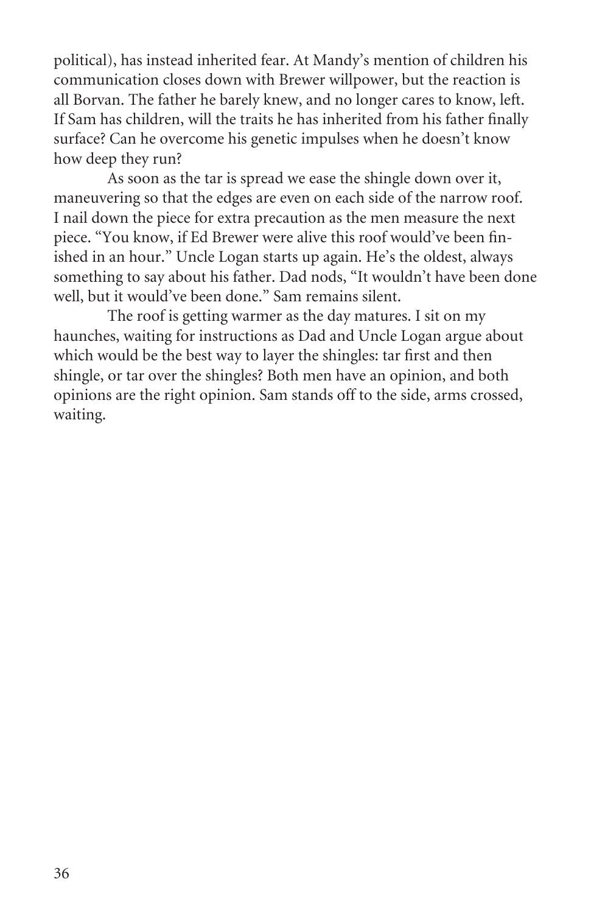political), has instead inherited fear. At Mandy's mention of children his communication closes down with Brewer willpower, but the reaction is all Borvan. The father he barely knew, and no longer cares to know, left. If Sam has children, will the traits he has inherited from his father finally surface? Can he overcome his genetic impulses when he doesn't know how deep they run?

As soon as the tar is spread we ease the shingle down over it, maneuvering so that the edges are even on each side of the narrow roof. I nail down the piece for extra precaution as the men measure the next piece. "You know, if Ed Brewer were alive this roof would've been finished in an hour." Uncle Logan starts up again. He's the oldest, always something to say about his father. Dad nods, "It wouldn't have been done well, but it would've been done." Sam remains silent.

The roof is getting warmer as the day matures. I sit on my haunches, waiting for instructions as Dad and Uncle Logan argue about which would be the best way to layer the shingles: tar first and then shingle, or tar over the shingles? Both men have an opinion, and both opinions are the right opinion. Sam stands off to the side, arms crossed, waiting.